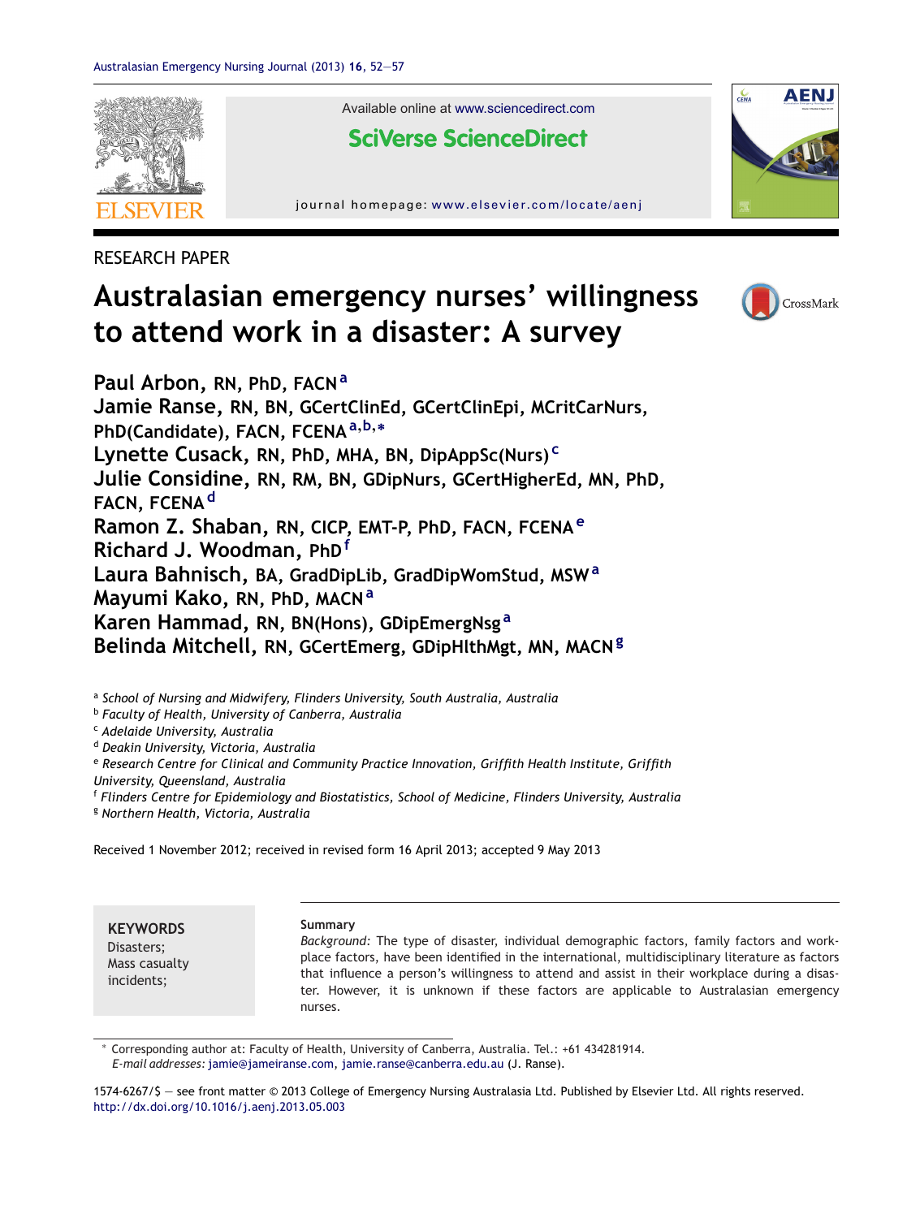RESEARCH PAPER

# Australasian emergency nurses' willingness to attend work in a disaster: A survey

**Paul Arbon**, RN, PhD, FACN [a]
**Jamie Ranse**, RN, BN, GCertClinEd, GCertClinEpi, MCritCarNurs, PhD(Candidate), FACN, FCENA [a,b,*]
**Lynette Cusack**, RN, PhD, MHA, BN, DipAppSc(Nurs) [c]
**Julie Considine**, RN, RM, BN, GDipNurs, GCertHigherEd, MN, PhD, FACN, FCENA [d]
**Ramon Z. Shaban**, RN, CICP, EMT-P, PhD, FACN, FCENA [e]
**Richard J. Woodman**, PhD [f]
**Laura Bahnisch**, BA, GradDipLib, GradDipWomStud, MSW [a]
**Mayumi Kako**, RN, PhD, MACN [a]
**Karen Hammad**, RN, BN(Hons), GDipEmergNsg [a]
**Belinda Mitchell**, RN, GCertEmerg, GDipHlthMgt, MN, MACN [g]

[a] *School of Nursing and Midwifery, Flinders University, South Australia, Australia*
[b] *Faculty of Health, University of Canberra, Australia*
[c] *Adelaide University, Australia*
[d] *Deakin University, Victoria, Australia*
[e] *Research Centre for Clinical and Community Practice Innovation, Griffith Health Institute, Griffith University, Queensland, Australia*
[f] *Flinders Centre for Epidemiology and Biostatistics, School of Medicine, Flinders University, Australia*
[g] *Northern Health, Victoria, Australia*

Received 1 November 2012; received in revised form 16 April 2013; accepted 9 May 2013

**KEYWORDS**
Disasters;
Mass casualty incidents;

**Summary**
*Background:* The type of disaster, individual demographic factors, family factors and workplace factors, have been identified in the international, multidisciplinary literature as factors that influence a person's willingness to attend and assist in their workplace during a disaster. However, it is unknown if these factors are applicable to Australasian emergency nurses.

\* Corresponding author at: Faculty of Health, University of Canberra, Australia. Tel.: +61 434281914.
*E-mail addresses:* jamie@jameiranse.com, jamie.ranse@canberra.edu.au (J. Ranse).

1574-6267/$ — see front matter © 2013 College of Emergency Nursing Australasia Ltd. Published by Elsevier Ltd. All rights reserved.
http://dx.doi.org/10.1016/j.aenj.2013.05.003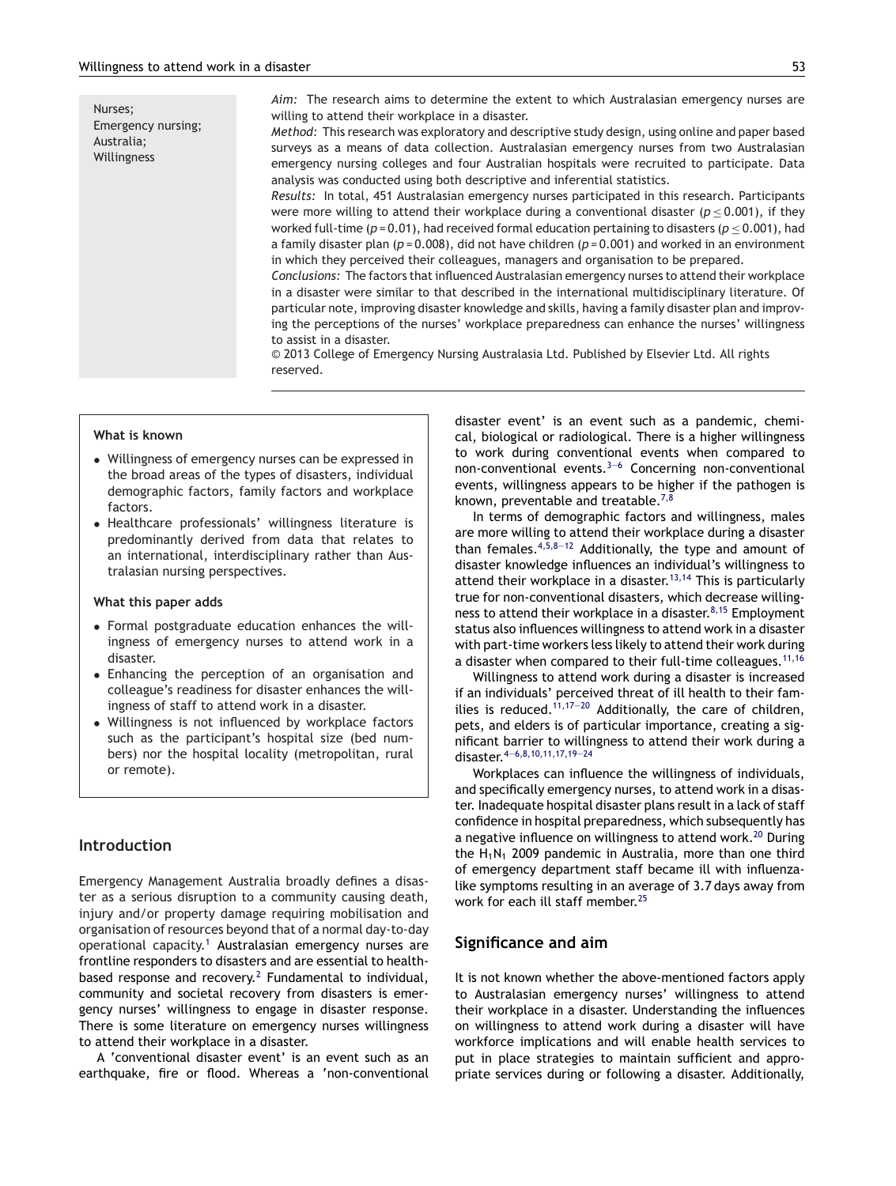Nurses;
Emergency nursing;
Australia;
Willingness

*Aim:* The research aims to determine the extent to which Australasian emergency nurses are willing to attend their workplace in a disaster.

*Method:* This research was exploratory and descriptive study design, using online and paper based surveys as a means of data collection. Australasian emergency nurses from two Australasian emergency nursing colleges and four Australian hospitals were recruited to participate. Data analysis was conducted using both descriptive and inferential statistics.

*Results:* In total, 451 Australasian emergency nurses participated in this research. Participants were more willing to attend their workplace during a conventional disaster ($p \leq 0.001$), if they worked full-time ($p = 0.01$), had received formal education pertaining to disasters ($p \leq 0.001$), had a family disaster plan ($p = 0.008$), did not have children ($p = 0.001$) and worked in an environment in which they perceived their colleagues, managers and organisation to be prepared.

*Conclusions:* The factors that influenced Australasian emergency nurses to attend their workplace in a disaster were similar to that described in the international multidisciplinary literature. Of particular note, improving disaster knowledge and skills, having a family disaster plan and improving the perceptions of the nurses' workplace preparedness can enhance the nurses' willingness to assist in a disaster.

© 2013 College of Emergency Nursing Australasia Ltd. Published by Elsevier Ltd. All rights reserved.

**What is known**

- Willingness of emergency nurses can be expressed in the broad areas of the types of disasters, individual demographic factors, family factors and workplace factors.
- Healthcare professionals' willingness literature is predominantly derived from data that relates to an international, interdisciplinary rather than Australasian nursing perspectives.

**What this paper adds**

- Formal postgraduate education enhances the willingness of emergency nurses to attend work in a disaster.
- Enhancing the perception of an organisation and colleague's readiness for disaster enhances the willingness of staff to attend work in a disaster.
- Willingness is not influenced by workplace factors such as the participant's hospital size (bed numbers) nor the hospital locality (metropolitan, rural or remote).

## Introduction

Emergency Management Australia broadly defines a disaster as a serious disruption to a community causing death, injury and/or property damage requiring mobilisation and organisation of resources beyond that of a normal day-to-day operational capacity.[1] Australasian emergency nurses are frontline responders to disasters and are essential to health-based response and recovery.[2] Fundamental to individual, community and societal recovery from disasters is emergency nurses' willingness to engage in disaster response. There is some literature on emergency nurses willingness to attend their workplace in a disaster.

A 'conventional disaster event' is an event such as an earthquake, fire or flood. Whereas a 'non-conventional disaster event' is an event such as a pandemic, chemical, biological or radiological. There is a higher willingness to work during conventional events when compared to non-conventional events.[3–6] Concerning non-conventional events, willingness appears to be higher if the pathogen is known, preventable and treatable.[7,8]

In terms of demographic factors and willingness, males are more willing to attend their workplace during a disaster than females.[4,5,8–12] Additionally, the type and amount of disaster knowledge influences an individual's willingness to attend their workplace in a disaster.[13,14] This is particularly true for non-conventional disasters, which decrease willingness to attend their workplace in a disaster.[8,15] Employment status also influences willingness to attend work in a disaster with part-time workers less likely to attend their work during a disaster when compared to their full-time colleagues.[11,16]

Willingness to attend work during a disaster is increased if an individuals' perceived threat of ill health to their families is reduced.[11,17–20] Additionally, the care of children, pets, and elders is of particular importance, creating a significant barrier to willingness to attend their work during a disaster.[4–6,8,10,11,17,19–24]

Workplaces can influence the willingness of individuals, and specifically emergency nurses, to attend work in a disaster. Inadequate hospital disaster plans result in a lack of staff confidence in hospital preparedness, which subsequently has a negative influence on willingness to attend work.[20] During the $H_1N_1$ 2009 pandemic in Australia, more than one third of emergency department staff became ill with influenza-like symptoms resulting in an average of 3.7 days away from work for each ill staff member.[25]

## Significance and aim

It is not known whether the above-mentioned factors apply to Australasian emergency nurses' willingness to attend their workplace in a disaster. Understanding the influences on willingness to attend work during a disaster will have workforce implications and will enable health services to put in place strategies to maintain sufficient and appropriate services during or following a disaster. Additionally,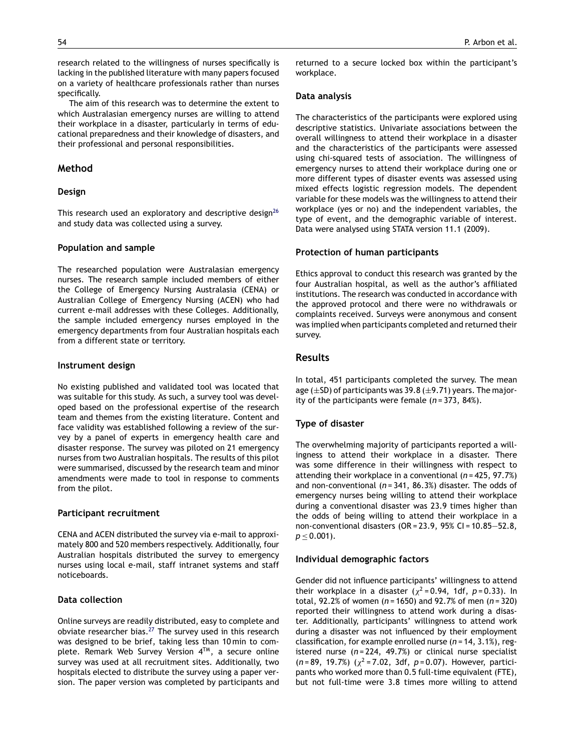research related to the willingness of nurses specifically is lacking in the published literature with many papers focused on a variety of healthcare professionals rather than nurses specifically.

The aim of this research was to determine the extent to which Australasian emergency nurses are willing to attend their workplace in a disaster, particularly in terms of educational preparedness and their knowledge of disasters, and their professional and personal responsibilities.

## Method

### Design

This research used an exploratory and descriptive design[26] and study data was collected using a survey.

### Population and sample

The researched population were Australasian emergency nurses. The research sample included members of either the College of Emergency Nursing Australasia (CENA) or Australian College of Emergency Nursing (ACEN) who had current e-mail addresses with these Colleges. Additionally, the sample included emergency nurses employed in the emergency departments from four Australian hospitals each from a different state or territory.

### Instrument design

No existing published and validated tool was located that was suitable for this study. As such, a survey tool was developed based on the professional expertise of the research team and themes from the existing literature. Content and face validity was established following a review of the survey by a panel of experts in emergency health care and disaster response. The survey was piloted on 21 emergency nurses from two Australian hospitals. The results of this pilot were summarised, discussed by the research team and minor amendments were made to tool in response to comments from the pilot.

### Participant recruitment

CENA and ACEN distributed the survey via e-mail to approximately 800 and 520 members respectively. Additionally, four Australian hospitals distributed the survey to emergency nurses using local e-mail, staff intranet systems and staff noticeboards.

### Data collection

Online surveys are readily distributed, easy to complete and obviate researcher bias.[27] The survey used in this research was designed to be brief, taking less than 10 min to complete. Remark Web Survey Version 4™, a secure online survey was used at all recruitment sites. Additionally, two hospitals elected to distribute the survey using a paper version. The paper version was completed by participants and returned to a secure locked box within the participant's workplace.

### Data analysis

The characteristics of the participants were explored using descriptive statistics. Univariate associations between the overall willingness to attend their workplace in a disaster and the characteristics of the participants were assessed using chi-squared tests of association. The willingness of emergency nurses to attend their workplace during one or more different types of disaster events was assessed using mixed effects logistic regression models. The dependent variable for these models was the willingness to attend their workplace (yes or no) and the independent variables, the type of event, and the demographic variable of interest. Data were analysed using STATA version 11.1 (2009).

### Protection of human participants

Ethics approval to conduct this research was granted by the four Australian hospital, as well as the author's affiliated institutions. The research was conducted in accordance with the approved protocol and there were no withdrawals or complaints received. Surveys were anonymous and consent was implied when participants completed and returned their survey.

## Results

In total, 451 participants completed the survey. The mean age ($\pm$SD) of participants was 39.8 ($\pm$9.71) years. The majority of the participants were female ($n$ = 373, 84%).

### Type of disaster

The overwhelming majority of participants reported a willingness to attend their workplace in a disaster. There was some difference in their willingness with respect to attending their workplace in a conventional ($n$ = 425, 97.7%) and non-conventional ($n$ = 341, 86.3%) disaster. The odds of emergency nurses being willing to attend their workplace during a conventional disaster was 23.9 times higher than the odds of being willing to attend their workplace in a non-conventional disasters (OR = 23.9, 95% CI = 10.85—52.8, $p \leq 0.001$).

### Individual demographic factors

Gender did not influence participants' willingness to attend their workplace in a disaster ($\chi^2 = 0.94$, 1df, $p = 0.33$). In total, 92.2% of women ($n$ = 1650) and 92.7% of men ($n$ = 320) reported their willingness to attend work during a disaster. Additionally, participants' willingness to attend work during a disaster was not influenced by their employment classification, for example enrolled nurse ($n$ = 14, 3.1%), registered nurse ($n$ = 224, 49.7%) or clinical nurse specialist ($n$ = 89, 19.7%) ($\chi^2 = 7.02$, 3df, $p = 0.07$). However, participants who worked more than 0.5 full-time equivalent (FTE), but not full-time were 3.8 times more willing to attend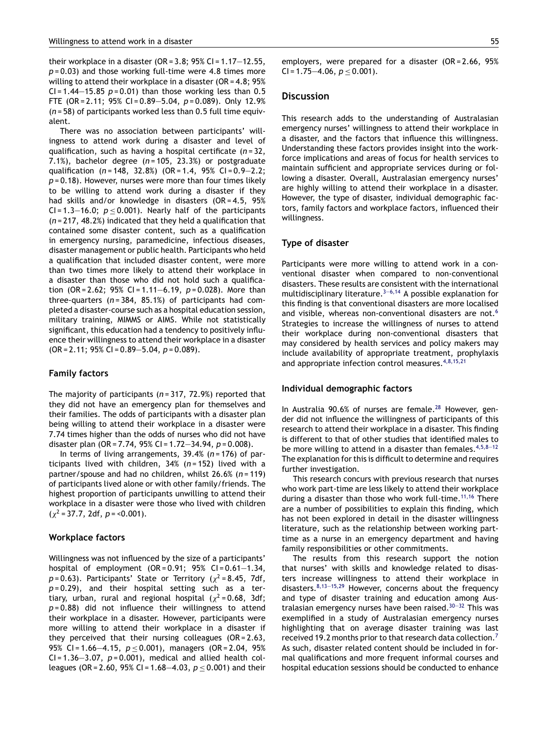their workplace in a disaster (OR = 3.8; 95% CI = 1.17—12.55, $p = 0.03$) and those working full-time were 4.8 times more willing to attend their workplace in a disaster (OR = 4.8; 95% CI = 1.44—15.85 $p = 0.01$) than those working less than 0.5 FTE (OR = 2.11; 95% CI = 0.89—5.04, $p = 0.089$). Only 12.9% ($n = 58$) of participants worked less than 0.5 full time equivalent.

There was no association between participants' willingness to attend work during a disaster and level of qualification, such as having a hospital certificate ($n = 32$, 7.1%), bachelor degree ($n = 105$, 23.3%) or postgraduate qualification ($n = 148$, 32.8%) (OR = 1.4, 95% CI = 0.9—2.2; $p = 0.18$). However, nurses were more than four times likely to be willing to attend work during a disaster if they had skills and/or knowledge in disasters (OR = 4.5, 95% CI = 1.3—16.0; $p \leq 0.001$). Nearly half of the participants ($n = 217$, 48.2%) indicated that they held a qualification that contained some disaster content, such as a qualification in emergency nursing, paramedicine, infectious diseases, disaster management or public health. Participants who held a qualification that included disaster content, were more than two times more likely to attend their workplace in a disaster than those who did not hold such a qualification (OR = 2.62; 95% CI = 1.11—6.19, $p = 0.028$). More than three-quarters ($n = 384$, 85.1%) of participants had completed a disaster-course such as a hospital education session, military training, MIMMS or AIMS. While not statistically significant, this education had a tendency to positively influence their willingness to attend their workplace in a disaster (OR = 2.11; 95% CI = 0.89—5.04, $p = 0.089$).

### Family factors

The majority of participants ($n = 317$, 72.9%) reported that they did not have an emergency plan for themselves and their families. The odds of participants with a disaster plan being willing to attend their workplace in a disaster were 7.74 times higher than the odds of nurses who did not have disaster plan (OR = 7.74, 95% CI = 1.72—34.94, $p = 0.008$).

In terms of living arrangements, 39.4% ($n = 176$) of participants lived with children, 34% ($n = 152$) lived with a partner/spouse and had no children, whilst 26.6% ($n = 119$) of participants lived alone or with other family/friends. The highest proportion of participants unwilling to attend their workplace in a disaster were those who lived with children ($\chi^2 = 37.7$, 2df, $p = <0.001$).

### Workplace factors

Willingness was not influenced by the size of a participants' hospital of employment (OR = 0.91; 95% CI = 0.61—1.34, $p = 0.63$). Participants' State or Territory ($\chi^2 = 8.45$, 7df, $p = 0.29$), and their hospital setting such as a tertiary, urban, rural and regional hospital ($\chi^2 = 0.68$, 3df; $p = 0.88$) did not influence their willingness to attend their workplace in a disaster. However, participants were more willing to attend their workplace in a disaster if they perceived that their nursing colleagues (OR = 2.63, 95% CI = 1.66—4.15, $p \leq 0.001$), managers (OR = 2.04, 95% CI = 1.36—3.07, $p = 0.001$), medical and allied health colleagues (OR = 2.60, 95% CI = 1.68—4.03, $p \leq 0.001$) and their employers, were prepared for a disaster (OR = 2.66, 95% CI = 1.75—4.06, $p \leq 0.001$).

## Discussion

This research adds to the understanding of Australasian emergency nurses' willingness to attend their workplace in a disaster, and the factors that influence this willingness. Understanding these factors provides insight into the workforce implications and areas of focus for health services to maintain sufficient and appropriate services during or following a disaster. Overall, Australasian emergency nurses' are highly willing to attend their workplace in a disaster. However, the type of disaster, individual demographic factors, family factors and workplace factors, influenced their willingness.

### Type of disaster

Participants were more willing to attend work in a conventional disaster when compared to non-conventional disasters. These results are consistent with the international multidisciplinary literature.[3–6,14] A possible explanation for this finding is that conventional disasters are more localised and visible, whereas non-conventional disasters are not.[6] Strategies to increase the willingness of nurses to attend their workplace during non-conventional disasters that may considered by health services and policy makers may include availability of appropriate treatment, prophylaxis and appropriate infection control measures.[4,8,15,21]

### Individual demographic factors

In Australia 90.6% of nurses are female.[28] However, gender did not influence the willingness of participants of this research to attend their workplace in a disaster. This finding is different to that of other studies that identified males to be more willing to attend in a disaster than females.[4,5,8–12] The explanation for this is difficult to determine and requires further investigation.

This research concurs with previous research that nurses who work part-time are less likely to attend their workplace during a disaster than those who work full-time.[11,16] There are a number of possibilities to explain this finding, which has not been explored in detail in the disaster willingness literature, such as the relationship between working part-time as a nurse in an emergency department and having family responsibilities or other commitments.

The results from this research support the notion that nurses' with skills and knowledge related to disasters increase willingness to attend their workplace in disasters.[8,13–15,29] However, concerns about the frequency and type of disaster training and education among Australasian emergency nurses have been raised.[30–32] This was exemplified in a study of Australasian emergency nurses highlighting that on average disaster training was last received 19.2 months prior to that research data collection.[7] As such, disaster related content should be included in formal qualifications and more frequent informal courses and hospital education sessions should be conducted to enhance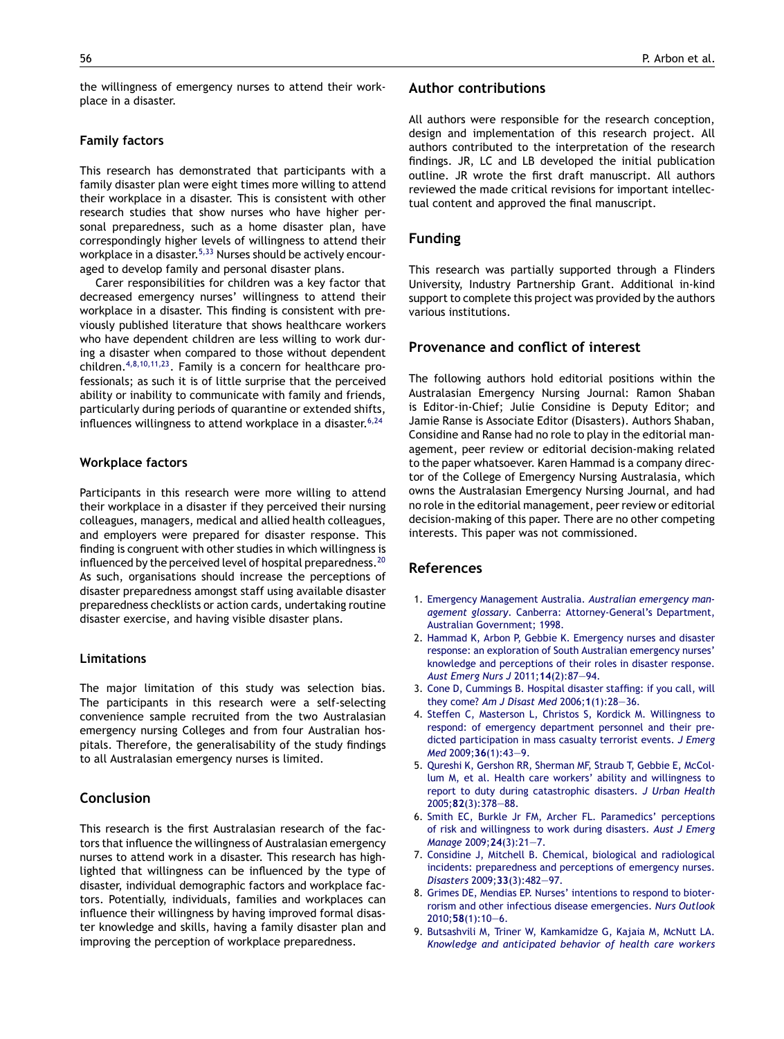the willingness of emergency nurses to attend their workplace in a disaster.

### Family factors

This research has demonstrated that participants with a family disaster plan were eight times more willing to attend their workplace in a disaster. This is consistent with other research studies that show nurses who have higher personal preparedness, such as a home disaster plan, have correspondingly higher levels of willingness to attend their workplace in a disaster.[5,33] Nurses should be actively encouraged to develop family and personal disaster plans.

Carer responsibilities for children was a key factor that decreased emergency nurses' willingness to attend their workplace in a disaster. This finding is consistent with previously published literature that shows healthcare workers who have dependent children are less willing to work during a disaster when compared to those without dependent children.[4,8,10,11,23]. Family is a concern for healthcare professionals; as such it is of little surprise that the perceived ability or inability to communicate with family and friends, particularly during periods of quarantine or extended shifts, influences willingness to attend workplace in a disaster.[6,24]

### Workplace factors

Participants in this research were more willing to attend their workplace in a disaster if they perceived their nursing colleagues, managers, medical and allied health colleagues, and employers were prepared for disaster response. This finding is congruent with other studies in which willingness is influenced by the perceived level of hospital preparedness.[20] As such, organisations should increase the perceptions of disaster preparedness amongst staff using available disaster preparedness checklists or action cards, undertaking routine disaster exercise, and having visible disaster plans.

### Limitations

The major limitation of this study was selection bias. The participants in this research were a self-selecting convenience sample recruited from the two Australasian emergency nursing Colleges and from four Australian hospitals. Therefore, the generalisability of the study findings to all Australasian emergency nurses is limited.

## Conclusion

This research is the first Australasian research of the factors that influence the willingness of Australasian emergency nurses to attend work in a disaster. This research has highlighted that willingness can be influenced by the type of disaster, individual demographic factors and workplace factors. Potentially, individuals, families and workplaces can influence their willingness by having improved formal disaster knowledge and skills, having a family disaster plan and improving the perception of workplace preparedness.

## Author contributions

All authors were responsible for the research conception, design and implementation of this research project. All authors contributed to the interpretation of the research findings. JR, LC and LB developed the initial publication outline. JR wrote the first draft manuscript. All authors reviewed the made critical revisions for important intellectual content and approved the final manuscript.

## Funding

This research was partially supported through a Flinders University, Industry Partnership Grant. Additional in-kind support to complete this project was provided by the authors various institutions.

## Provenance and conflict of interest

The following authors hold editorial positions within the Australasian Emergency Nursing Journal: Ramon Shaban is Editor-in-Chief; Julie Considine is Deputy Editor; and Jamie Ranse is Associate Editor (Disasters). Authors Shaban, Considine and Ranse had no role to play in the editorial management, peer review or editorial decision-making related to the paper whatsoever. Karen Hammad is a company director of the College of Emergency Nursing Australasia, which owns the Australasian Emergency Nursing Journal, and had no role in the editorial management, peer review or editorial decision-making of this paper. There are no other competing interests. This paper was not commissioned.

## References

1. Emergency Management Australia. *Australian emergency management glossary*. Canberra: Attorney-General's Department, Australian Government; 1998.
2. Hammad K, Arbon P, Gebbie K. Emergency nurses and disaster response: an exploration of South Australian emergency nurses' knowledge and perceptions of their roles in disaster response. *Aust Emerg Nurs J* 2011;**14**(2):87—94.
3. Cone D, Cummings B. Hospital disaster staffing: if you call, will they come? *Am J Disast Med* 2006;**1**(1):28—36.
4. Steffen C, Masterson L, Christos S, Kordick M. Willingness to respond: of emergency department personnel and their predicted participation in mass casualty terrorist events. *J Emerg Med* 2009;**36**(1):43—9.
5. Qureshi K, Gershon RR, Sherman MF, Straub T, Gebbie E, McCollum M, et al. Health care workers' ability and willingness to report to duty during catastrophic disasters. *J Urban Health* 2005;**82**(3):378—88.
6. Smith EC, Burkle Jr FM, Archer FL. Paramedics' perceptions of risk and willingness to work during disasters. *Aust J Emerg Manage* 2009;**24**(3):21—7.
7. Considine J, Mitchell B. Chemical, biological and radiological incidents: preparedness and perceptions of emergency nurses. *Disasters* 2009;**33**(3):482—97.
8. Grimes DE, Mendias EP. Nurses' intentions to respond to bioterrorism and other infectious disease emergencies. *Nurs Outlook* 2010;**58**(1):10—6.
9. Butsashvili M, Triner W, Kamkamidze G, Kajaia M, McNutt LA. *Knowledge and anticipated behavior of health care workers*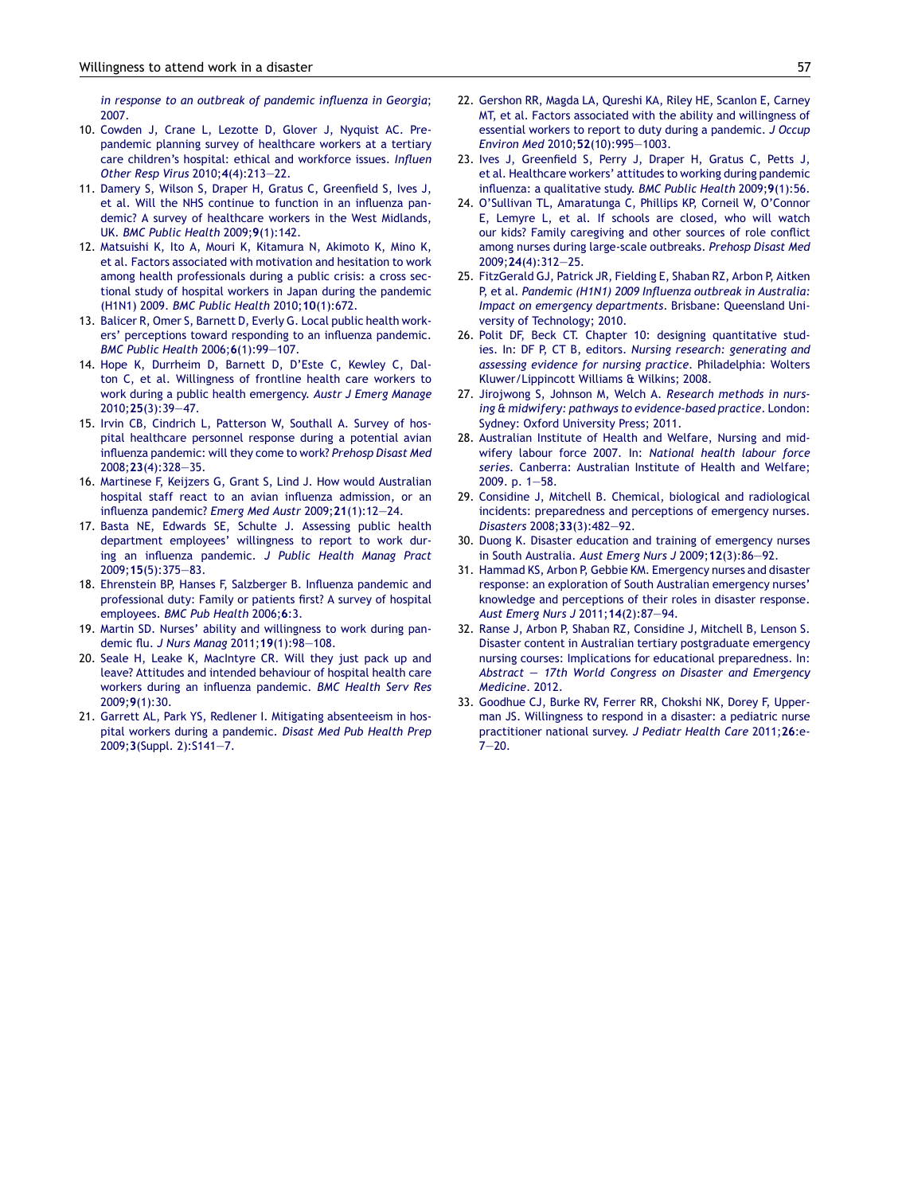*in response to an outbreak of pandemic influenza in Georgia*; 2007.

10. Cowden J, Crane L, Lezotte D, Glover J, Nyquist AC. Pre-pandemic planning survey of healthcare workers at a tertiary care children's hospital: ethical and workforce issues. *Influen Other Resp Virus* 2010;**4**(4):213—22.
11. Damery S, Wilson S, Draper H, Gratus C, Greenfield S, Ives J, et al. Will the NHS continue to function in an influenza pandemic? A survey of healthcare workers in the West Midlands, UK. *BMC Public Health* 2009;**9**(1):142.
12. Matsuishi K, Ito A, Mouri K, Kitamura N, Akimoto K, Mino K, et al. Factors associated with motivation and hesitation to work among health professionals during a public crisis: a cross sectional study of hospital workers in Japan during the pandemic (H1N1) 2009. *BMC Public Health* 2010;**10**(1):672.
13. Balicer R, Omer S, Barnett D, Everly G. Local public health workers' perceptions toward responding to an influenza pandemic. *BMC Public Health* 2006;**6**(1):99—107.
14. Hope K, Durrheim D, Barnett D, D'Este C, Kewley C, Dalton C, et al. Willingness of frontline health care workers to work during a public health emergency. *Austr J Emerg Manage* 2010;**25**(3):39—47.
15. Irvin CB, Cindrich L, Patterson W, Southall A. Survey of hospital healthcare personnel response during a potential avian influenza pandemic: will they come to work? *Prehosp Disast Med* 2008;**23**(4):328—35.
16. Martinese F, Keijzers G, Grant S, Lind J. How would Australian hospital staff react to an avian influenza admission, or an influenza pandemic? *Emerg Med Austr* 2009;**21**(1):12—24.
17. Basta NE, Edwards SE, Schulte J. Assessing public health department employees' willingness to report to work during an influenza pandemic. *J Public Health Manag Pract* 2009;**15**(5):375—83.
18. Ehrenstein BP, Hanses F, Salzberger B. Influenza pandemic and professional duty: Family or patients first? A survey of hospital employees. *BMC Pub Health* 2006;**6**:3.
19. Martin SD. Nurses' ability and willingness to work during pandemic flu. *J Nurs Manag* 2011;**19**(1):98—108.
20. Seale H, Leake K, MacIntyre CR. Will they just pack up and leave? Attitudes and intended behaviour of hospital health care workers during an influenza pandemic. *BMC Health Serv Res* 2009;**9**(1):30.
21. Garrett AL, Park YS, Redlener I. Mitigating absenteeism in hospital workers during a pandemic. *Disast Med Pub Health Prep* 2009;**3**(Suppl. 2):S141—7.
22. Gershon RR, Magda LA, Qureshi KA, Riley HE, Scanlon E, Carney MT, et al. Factors associated with the ability and willingness of essential workers to report to duty during a pandemic. *J Occup Environ Med* 2010;**52**(10):995—1003.
23. Ives J, Greenfield S, Perry J, Draper H, Gratus C, Petts J, et al. Healthcare workers' attitudes to working during pandemic influenza: a qualitative study. *BMC Public Health* 2009;**9**(1):56.
24. O'Sullivan TL, Amaratunga C, Phillips KP, Corneil W, O'Connor E, Lemyre L, et al. If schools are closed, who will watch our kids? Family caregiving and other sources of role conflict among nurses during large-scale outbreaks. *Prehosp Disast Med* 2009;**24**(4):312—25.
25. FitzGerald GJ, Patrick JR, Fielding E, Shaban RZ, Arbon P, Aitken P, et al. *Pandemic (H1N1) 2009 Influenza outbreak in Australia: Impact on emergency departments*. Brisbane: Queensland University of Technology; 2010.
26. Polit DF, Beck CT. Chapter 10: designing quantitative studies. In: DF P, CT B, editors. *Nursing research: generating and assessing evidence for nursing practice*. Philadelphia: Wolters Kluwer/Lippincott Williams & Wilkins; 2008.
27. Jirojwong S, Johnson M, Welch A. *Research methods in nursing & midwifery: pathways to evidence-based practice*. London: Sydney: Oxford University Press; 2011.
28. Australian Institute of Health and Welfare, Nursing and midwifery labour force 2007. In: *National health labour force series*. Canberra: Australian Institute of Health and Welfare; 2009. p. 1—58.
29. Considine J, Mitchell B. Chemical, biological and radiological incidents: preparedness and perceptions of emergency nurses. *Disasters* 2008;**33**(3):482—92.
30. Duong K. Disaster education and training of emergency nurses in South Australia. *Aust Emerg Nurs J* 2009;**12**(3):86—92.
31. Hammad KS, Arbon P, Gebbie KM. Emergency nurses and disaster response: an exploration of South Australian emergency nurses' knowledge and perceptions of their roles in disaster response. *Aust Emerg Nurs J* 2011;**14**(2):87—94.
32. Ranse J, Arbon P, Shaban RZ, Considine J, Mitchell B, Lenson S. Disaster content in Australian tertiary postgraduate emergency nursing courses: Implications for educational preparedness. In: *Abstract — 17th World Congress on Disaster and Emergency Medicine*. 2012.
33. Goodhue CJ, Burke RV, Ferrer RR, Chokshi NK, Dorey F, Upperman JS. Willingness to respond in a disaster: a pediatric nurse practitioner national survey. *J Pediatr Health Care* 2011;**26**:e-7—20.